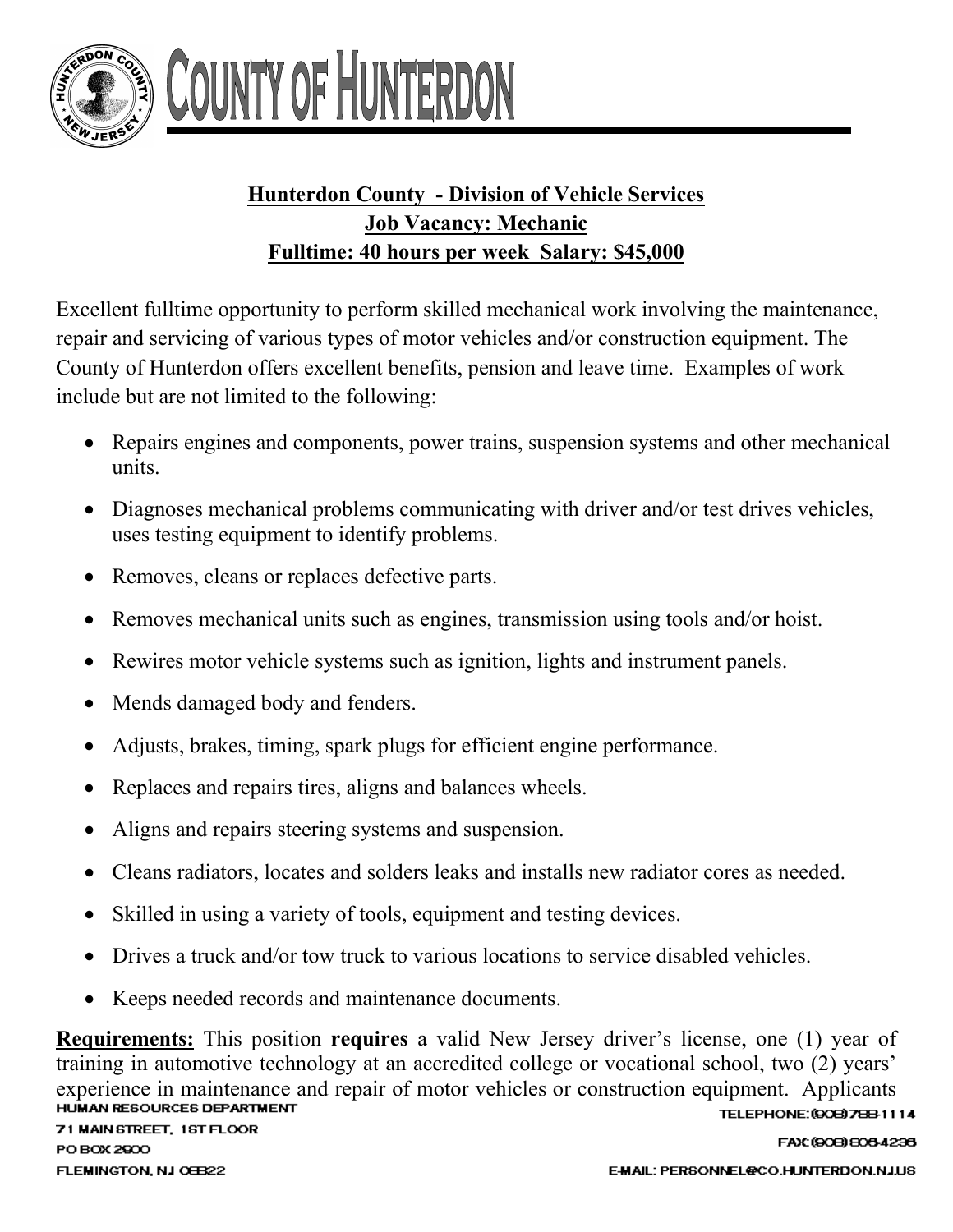# COUNTY OF HUNTERDON

## Hunterdon County - Division of Vehicle Services
## Job Vacancy: Mechanic
## Fulltime: 40 hours per week Salary: $45,000

Excellent fulltime opportunity to perform skilled mechanical work involving the maintenance, repair and servicing of various types of motor vehicles and/or construction equipment. The County of Hunterdon offers excellent benefits, pension and leave time. Examples of work include but are not limited to the following:

- Repairs engines and components, power trains, suspension systems and other mechanical units.
- Diagnoses mechanical problems communicating with driver and/or test drives vehicles, uses testing equipment to identify problems.
- Removes, cleans or replaces defective parts.
- Removes mechanical units such as engines, transmission using tools and/or hoist.
- Rewires motor vehicle systems such as ignition, lights and instrument panels.
- Mends damaged body and fenders.
- Adjusts, brakes, timing, spark plugs for efficient engine performance.
- Replaces and repairs tires, aligns and balances wheels.
- Aligns and repairs steering systems and suspension.
- Cleans radiators, locates and solders leaks and installs new radiator cores as needed.
- Skilled in using a variety of tools, equipment and testing devices.
- Drives a truck and/or tow truck to various locations to service disabled vehicles.
- Keeps needed records and maintenance documents.

**Requirements:** This position **requires** a valid New Jersey driver's license, one (1) year of training in automotive technology at an accredited college or vocational school, two (2) years' experience in maintenance and repair of motor vehicles or construction equipment. Applicants

HUMAN RESOURCES DEPARTMENT
71 MAIN STREET, 1ST FLOOR
PO BOX 2900
FLEMINGTON, NJ 08822

TELEPHONE: (908) 788-1114
FAX: (908) 806-4236
E-MAIL: PERSONNEL@CO.HUNTERDON.NJ.US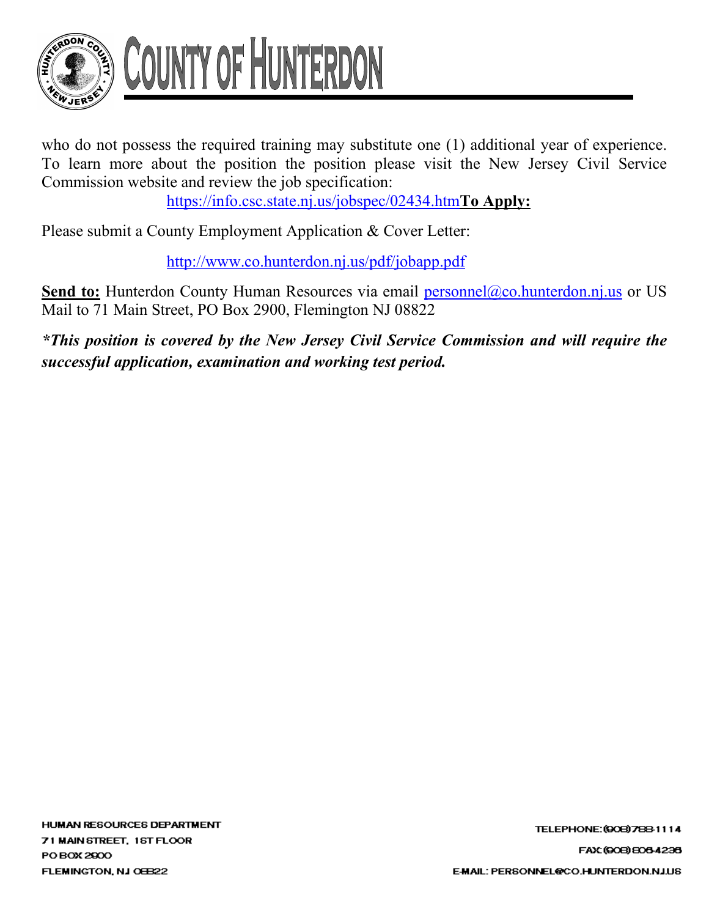who do not possess the required training may substitute one (1) additional year of experience. To learn more about the position the position please visit the New Jersey Civil Service Commission website and review the job specification:

https://info.csc.state.nj.us/jobspec/02434.htm**To Apply:**

Please submit a County Employment Application & Cover Letter:

http://www.co.hunterdon.nj.us/pdf/jobapp.pdf

**Send to:** Hunterdon County Human Resources via email personnel@co.hunterdon.nj.us or US Mail to 71 Main Street, PO Box 2900, Flemington NJ 08822

***This position is covered by the New Jersey Civil Service Commission and will require the successful application, examination and working test period.***